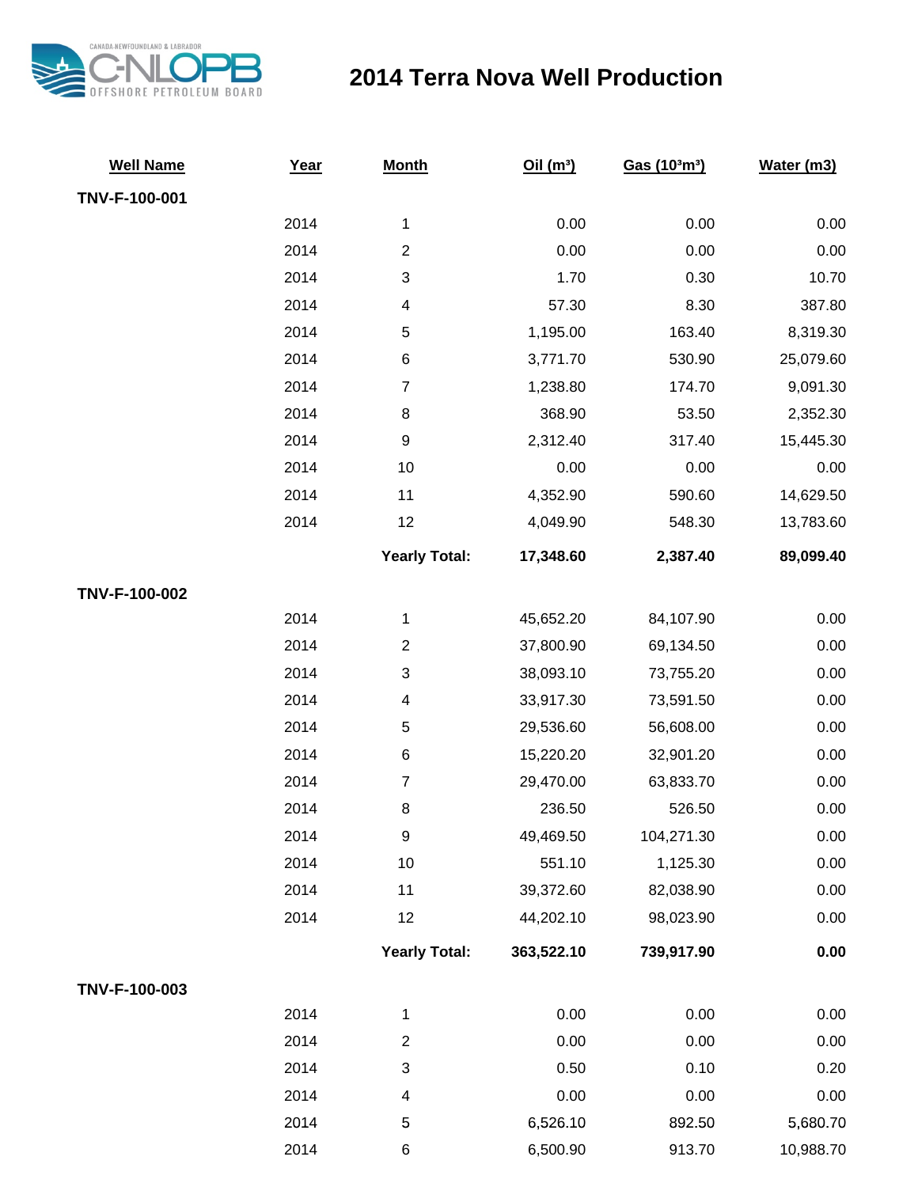CANADA-NEWFOUNDLAND & LABRADOR
C-NLOPB
OFFSHORE PETROLEUM BOARD

# 2014 Terra Nova Well Production

| Well Name | Year | Month | Oil ($m^3$) | Gas ($10^3m^3$) | Water (m3) |
|---|---|---|---|---|---|
| **TNV-F-100-001** | | | | | |
| | 2014 | 1 | 0.00 | 0.00 | 0.00 |
| | 2014 | 2 | 0.00 | 0.00 | 0.00 |
| | 2014 | 3 | 1.70 | 0.30 | 10.70 |
| | 2014 | 4 | 57.30 | 8.30 | 387.80 |
| | 2014 | 5 | 1,195.00 | 163.40 | 8,319.30 |
| | 2014 | 6 | 3,771.70 | 530.90 | 25,079.60 |
| | 2014 | 7 | 1,238.80 | 174.70 | 9,091.30 |
| | 2014 | 8 | 368.90 | 53.50 | 2,352.30 |
| | 2014 | 9 | 2,312.40 | 317.40 | 15,445.30 |
| | 2014 | 10 | 0.00 | 0.00 | 0.00 |
| | 2014 | 11 | 4,352.90 | 590.60 | 14,629.50 |
| | 2014 | 12 | 4,049.90 | 548.30 | 13,783.60 |
| | | **Yearly Total:** | **17,348.60** | **2,387.40** | **89,099.40** |
| **TNV-F-100-002** | | | | | |
| | 2014 | 1 | 45,652.20 | 84,107.90 | 0.00 |
| | 2014 | 2 | 37,800.90 | 69,134.50 | 0.00 |
| | 2014 | 3 | 38,093.10 | 73,755.20 | 0.00 |
| | 2014 | 4 | 33,917.30 | 73,591.50 | 0.00 |
| | 2014 | 5 | 29,536.60 | 56,608.00 | 0.00 |
| | 2014 | 6 | 15,220.20 | 32,901.20 | 0.00 |
| | 2014 | 7 | 29,470.00 | 63,833.70 | 0.00 |
| | 2014 | 8 | 236.50 | 526.50 | 0.00 |
| | 2014 | 9 | 49,469.50 | 104,271.30 | 0.00 |
| | 2014 | 10 | 551.10 | 1,125.30 | 0.00 |
| | 2014 | 11 | 39,372.60 | 82,038.90 | 0.00 |
| | 2014 | 12 | 44,202.10 | 98,023.90 | 0.00 |
| | | **Yearly Total:** | **363,522.10** | **739,917.90** | **0.00** |
| **TNV-F-100-003** | | | | | |
| | 2014 | 1 | 0.00 | 0.00 | 0.00 |
| | 2014 | 2 | 0.00 | 0.00 | 0.00 |
| | 2014 | 3 | 0.50 | 0.10 | 0.20 |
| | 2014 | 4 | 0.00 | 0.00 | 0.00 |
| | 2014 | 5 | 6,526.10 | 892.50 | 5,680.70 |
| | 2014 | 6 | 6,500.90 | 913.70 | 10,988.70 |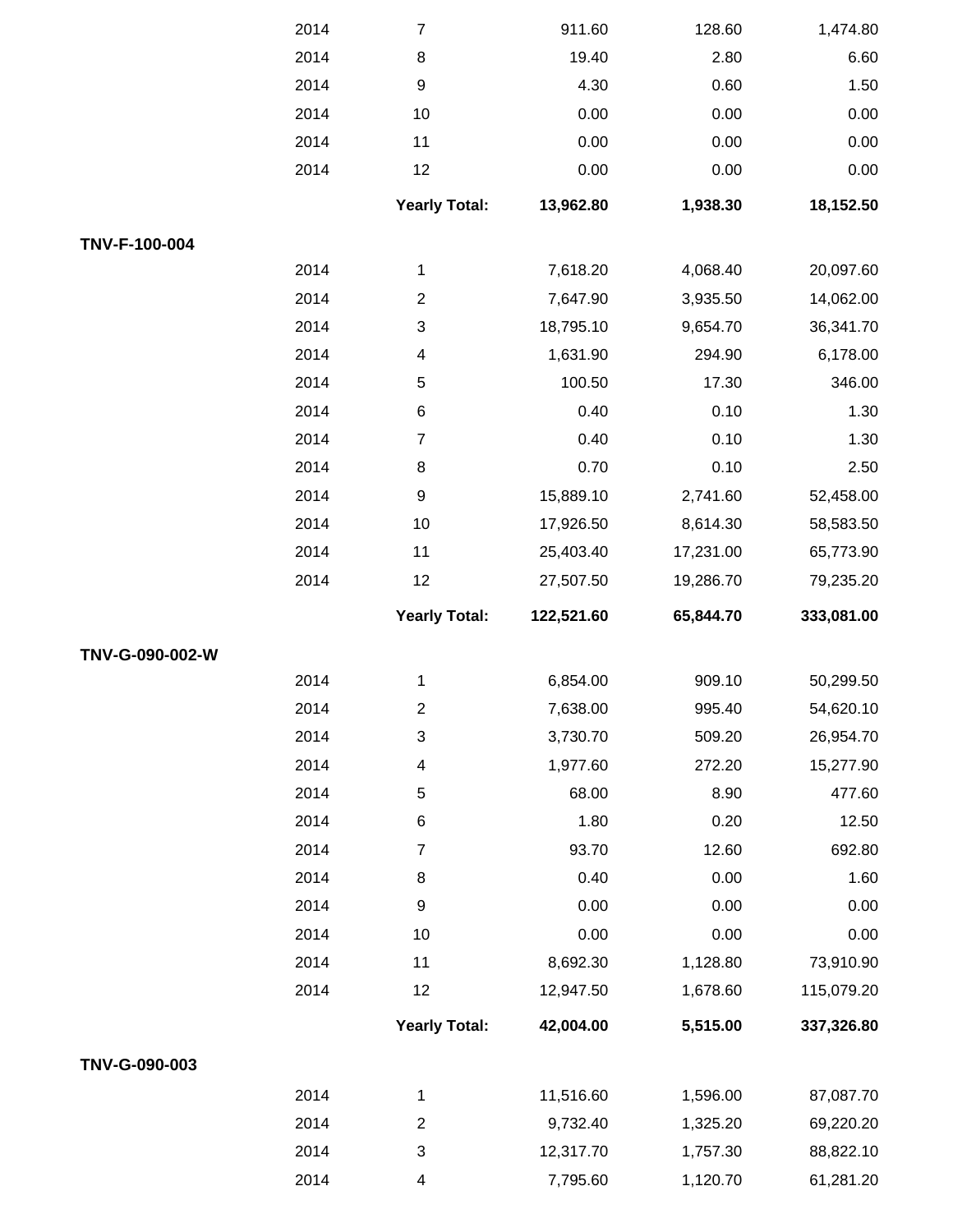| | | | | | |
|---|---|---|---|---|---|
| | 2014 | 7 | 911.60 | 128.60 | 1,474.80 |
| | 2014 | 8 | 19.40 | 2.80 | 6.60 |
| | 2014 | 9 | 4.30 | 0.60 | 1.50 |
| | 2014 | 10 | 0.00 | 0.00 | 0.00 |
| | 2014 | 11 | 0.00 | 0.00 | 0.00 |
| | 2014 | 12 | 0.00 | 0.00 | 0.00 |
| | | **Yearly Total:** | **13,962.80** | **1,938.30** | **18,152.50** |
| **TNV-F-100-004** | | | | | |
| | 2014 | 1 | 7,618.20 | 4,068.40 | 20,097.60 |
| | 2014 | 2 | 7,647.90 | 3,935.50 | 14,062.00 |
| | 2014 | 3 | 18,795.10 | 9,654.70 | 36,341.70 |
| | 2014 | 4 | 1,631.90 | 294.90 | 6,178.00 |
| | 2014 | 5 | 100.50 | 17.30 | 346.00 |
| | 2014 | 6 | 0.40 | 0.10 | 1.30 |
| | 2014 | 7 | 0.40 | 0.10 | 1.30 |
| | 2014 | 8 | 0.70 | 0.10 | 2.50 |
| | 2014 | 9 | 15,889.10 | 2,741.60 | 52,458.00 |
| | 2014 | 10 | 17,926.50 | 8,614.30 | 58,583.50 |
| | 2014 | 11 | 25,403.40 | 17,231.00 | 65,773.90 |
| | 2014 | 12 | 27,507.50 | 19,286.70 | 79,235.20 |
| | | **Yearly Total:** | **122,521.60** | **65,844.70** | **333,081.00** |
| **TNV-G-090-002-W** | | | | | |
| | 2014 | 1 | 6,854.00 | 909.10 | 50,299.50 |
| | 2014 | 2 | 7,638.00 | 995.40 | 54,620.10 |
| | 2014 | 3 | 3,730.70 | 509.20 | 26,954.70 |
| | 2014 | 4 | 1,977.60 | 272.20 | 15,277.90 |
| | 2014 | 5 | 68.00 | 8.90 | 477.60 |
| | 2014 | 6 | 1.80 | 0.20 | 12.50 |
| | 2014 | 7 | 93.70 | 12.60 | 692.80 |
| | 2014 | 8 | 0.40 | 0.00 | 1.60 |
| | 2014 | 9 | 0.00 | 0.00 | 0.00 |
| | 2014 | 10 | 0.00 | 0.00 | 0.00 |
| | 2014 | 11 | 8,692.30 | 1,128.80 | 73,910.90 |
| | 2014 | 12 | 12,947.50 | 1,678.60 | 115,079.20 |
| | | **Yearly Total:** | **42,004.00** | **5,515.00** | **337,326.80** |
| **TNV-G-090-003** | | | | | |
| | 2014 | 1 | 11,516.60 | 1,596.00 | 87,087.70 |
| | 2014 | 2 | 9,732.40 | 1,325.20 | 69,220.20 |
| | 2014 | 3 | 12,317.70 | 1,757.30 | 88,822.10 |
| | 2014 | 4 | 7,795.60 | 1,120.70 | 61,281.20 |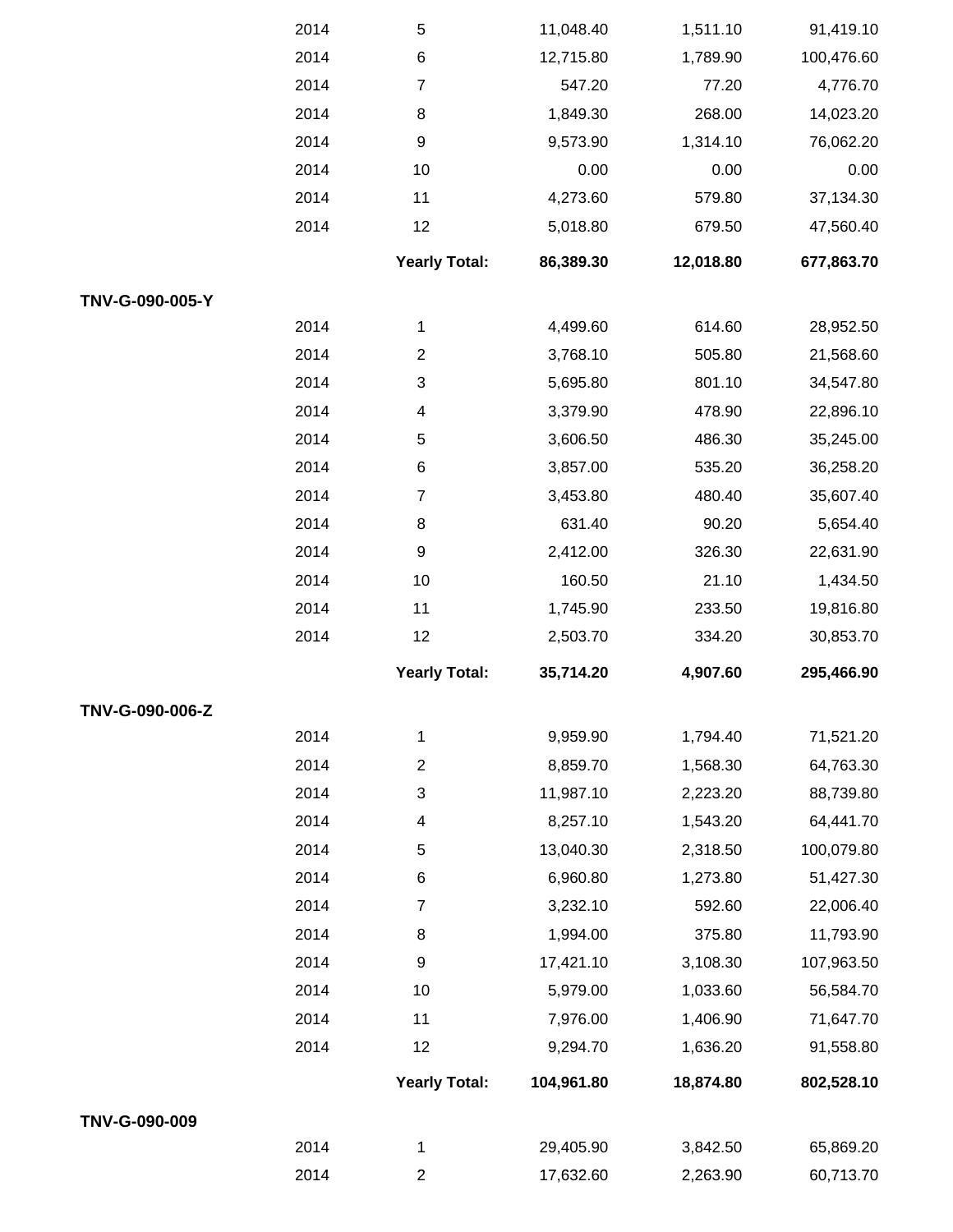| | | | | | |
|---|---|---|---|---|---|
| | 2014 | 5 | 11,048.40 | 1,511.10 | 91,419.10 |
| | 2014 | 6 | 12,715.80 | 1,789.90 | 100,476.60 |
| | 2014 | 7 | 547.20 | 77.20 | 4,776.70 |
| | 2014 | 8 | 1,849.30 | 268.00 | 14,023.20 |
| | 2014 | 9 | 9,573.90 | 1,314.10 | 76,062.20 |
| | 2014 | 10 | 0.00 | 0.00 | 0.00 |
| | 2014 | 11 | 4,273.60 | 579.80 | 37,134.30 |
| | 2014 | 12 | 5,018.80 | 679.50 | 47,560.40 |
| | | **Yearly Total:** | **86,389.30** | **12,018.80** | **677,863.70** |
| **TNV-G-090-005-Y** | | | | | |
| | 2014 | 1 | 4,499.60 | 614.60 | 28,952.50 |
| | 2014 | 2 | 3,768.10 | 505.80 | 21,568.60 |
| | 2014 | 3 | 5,695.80 | 801.10 | 34,547.80 |
| | 2014 | 4 | 3,379.90 | 478.90 | 22,896.10 |
| | 2014 | 5 | 3,606.50 | 486.30 | 35,245.00 |
| | 2014 | 6 | 3,857.00 | 535.20 | 36,258.20 |
| | 2014 | 7 | 3,453.80 | 480.40 | 35,607.40 |
| | 2014 | 8 | 631.40 | 90.20 | 5,654.40 |
| | 2014 | 9 | 2,412.00 | 326.30 | 22,631.90 |
| | 2014 | 10 | 160.50 | 21.10 | 1,434.50 |
| | 2014 | 11 | 1,745.90 | 233.50 | 19,816.80 |
| | 2014 | 12 | 2,503.70 | 334.20 | 30,853.70 |
| | | **Yearly Total:** | **35,714.20** | **4,907.60** | **295,466.90** |
| **TNV-G-090-006-Z** | | | | | |
| | 2014 | 1 | 9,959.90 | 1,794.40 | 71,521.20 |
| | 2014 | 2 | 8,859.70 | 1,568.30 | 64,763.30 |
| | 2014 | 3 | 11,987.10 | 2,223.20 | 88,739.80 |
| | 2014 | 4 | 8,257.10 | 1,543.20 | 64,441.70 |
| | 2014 | 5 | 13,040.30 | 2,318.50 | 100,079.80 |
| | 2014 | 6 | 6,960.80 | 1,273.80 | 51,427.30 |
| | 2014 | 7 | 3,232.10 | 592.60 | 22,006.40 |
| | 2014 | 8 | 1,994.00 | 375.80 | 11,793.90 |
| | 2014 | 9 | 17,421.10 | 3,108.30 | 107,963.50 |
| | 2014 | 10 | 5,979.00 | 1,033.60 | 56,584.70 |
| | 2014 | 11 | 7,976.00 | 1,406.90 | 71,647.70 |
| | 2014 | 12 | 9,294.70 | 1,636.20 | 91,558.80 |
| | | **Yearly Total:** | **104,961.80** | **18,874.80** | **802,528.10** |
| **TNV-G-090-009** | | | | | |
| | 2014 | 1 | 29,405.90 | 3,842.50 | 65,869.20 |
| | 2014 | 2 | 17,632.60 | 2,263.90 | 60,713.70 |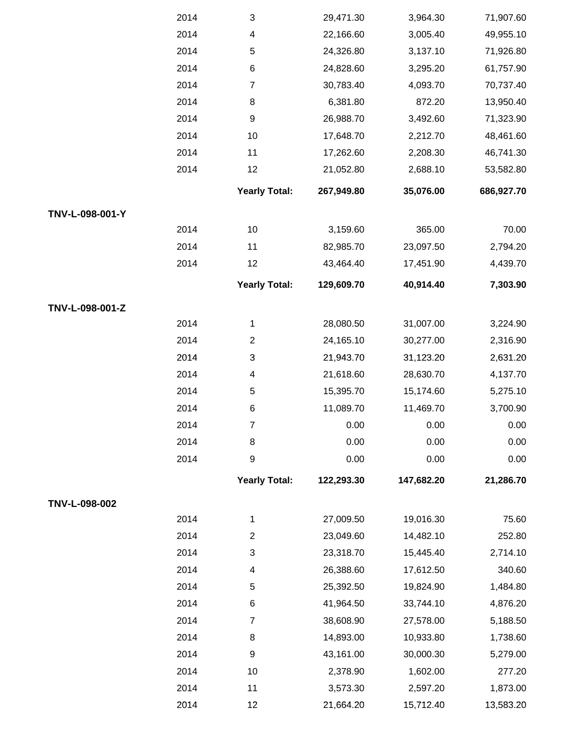| | | | | | |
|---|---|---|---|---|---|
| | 2014 | 3 | 29,471.30 | 3,964.30 | 71,907.60 |
| | 2014 | 4 | 22,166.60 | 3,005.40 | 49,955.10 |
| | 2014 | 5 | 24,326.80 | 3,137.10 | 71,926.80 |
| | 2014 | 6 | 24,828.60 | 3,295.20 | 61,757.90 |
| | 2014 | 7 | 30,783.40 | 4,093.70 | 70,737.40 |
| | 2014 | 8 | 6,381.80 | 872.20 | 13,950.40 |
| | 2014 | 9 | 26,988.70 | 3,492.60 | 71,323.90 |
| | 2014 | 10 | 17,648.70 | 2,212.70 | 48,461.60 |
| | 2014 | 11 | 17,262.60 | 2,208.30 | 46,741.30 |
| | 2014 | 12 | 21,052.80 | 2,688.10 | 53,582.80 |
| | | **Yearly Total:** | **267,949.80** | **35,076.00** | **686,927.70** |
| **TNV-L-098-001-Y** | | | | | |
| | 2014 | 10 | 3,159.60 | 365.00 | 70.00 |
| | 2014 | 11 | 82,985.70 | 23,097.50 | 2,794.20 |
| | 2014 | 12 | 43,464.40 | 17,451.90 | 4,439.70 |
| | | **Yearly Total:** | **129,609.70** | **40,914.40** | **7,303.90** |
| **TNV-L-098-001-Z** | | | | | |
| | 2014 | 1 | 28,080.50 | 31,007.00 | 3,224.90 |
| | 2014 | 2 | 24,165.10 | 30,277.00 | 2,316.90 |
| | 2014 | 3 | 21,943.70 | 31,123.20 | 2,631.20 |
| | 2014 | 4 | 21,618.60 | 28,630.70 | 4,137.70 |
| | 2014 | 5 | 15,395.70 | 15,174.60 | 5,275.10 |
| | 2014 | 6 | 11,089.70 | 11,469.70 | 3,700.90 |
| | 2014 | 7 | 0.00 | 0.00 | 0.00 |
| | 2014 | 8 | 0.00 | 0.00 | 0.00 |
| | 2014 | 9 | 0.00 | 0.00 | 0.00 |
| | | **Yearly Total:** | **122,293.30** | **147,682.20** | **21,286.70** |
| **TNV-L-098-002** | | | | | |
| | 2014 | 1 | 27,009.50 | 19,016.30 | 75.60 |
| | 2014 | 2 | 23,049.60 | 14,482.10 | 252.80 |
| | 2014 | 3 | 23,318.70 | 15,445.40 | 2,714.10 |
| | 2014 | 4 | 26,388.60 | 17,612.50 | 340.60 |
| | 2014 | 5 | 25,392.50 | 19,824.90 | 1,484.80 |
| | 2014 | 6 | 41,964.50 | 33,744.10 | 4,876.20 |
| | 2014 | 7 | 38,608.90 | 27,578.00 | 5,188.50 |
| | 2014 | 8 | 14,893.00 | 10,933.80 | 1,738.60 |
| | 2014 | 9 | 43,161.00 | 30,000.30 | 5,279.00 |
| | 2014 | 10 | 2,378.90 | 1,602.00 | 277.20 |
| | 2014 | 11 | 3,573.30 | 2,597.20 | 1,873.00 |
| | 2014 | 12 | 21,664.20 | 15,712.40 | 13,583.20 |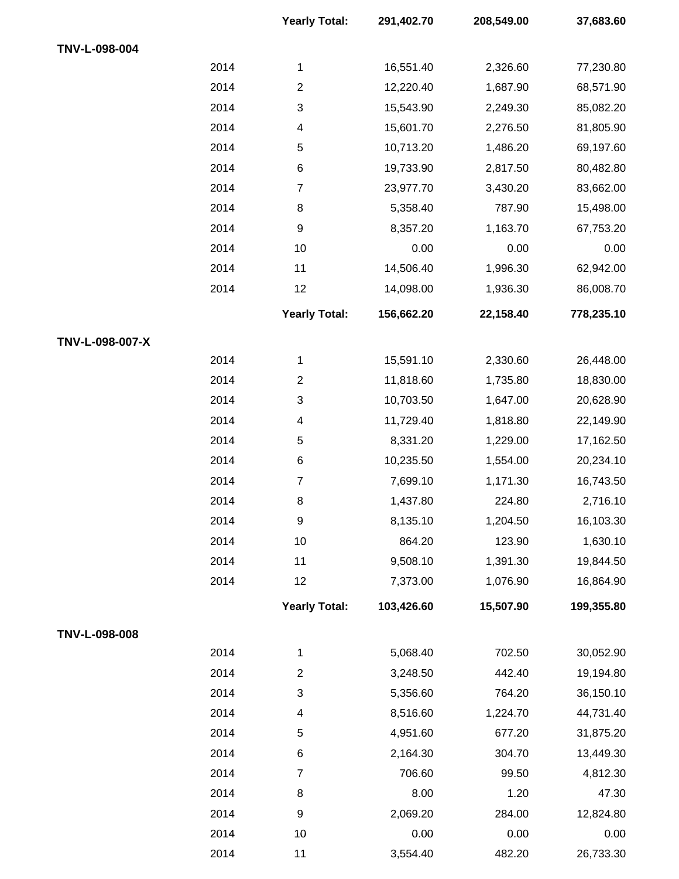| | | | | | |
|---|---|---|---|---|---|
| | | **Yearly Total:** | **291,402.70** | **208,549.00** | **37,683.60** |
| **TNV-L-098-004** | | | | | |
| | 2014 | 1 | 16,551.40 | 2,326.60 | 77,230.80 |
| | 2014 | 2 | 12,220.40 | 1,687.90 | 68,571.90 |
| | 2014 | 3 | 15,543.90 | 2,249.30 | 85,082.20 |
| | 2014 | 4 | 15,601.70 | 2,276.50 | 81,805.90 |
| | 2014 | 5 | 10,713.20 | 1,486.20 | 69,197.60 |
| | 2014 | 6 | 19,733.90 | 2,817.50 | 80,482.80 |
| | 2014 | 7 | 23,977.70 | 3,430.20 | 83,662.00 |
| | 2014 | 8 | 5,358.40 | 787.90 | 15,498.00 |
| | 2014 | 9 | 8,357.20 | 1,163.70 | 67,753.20 |
| | 2014 | 10 | 0.00 | 0.00 | 0.00 |
| | 2014 | 11 | 14,506.40 | 1,996.30 | 62,942.00 |
| | 2014 | 12 | 14,098.00 | 1,936.30 | 86,008.70 |
| | | **Yearly Total:** | **156,662.20** | **22,158.40** | **778,235.10** |
| **TNV-L-098-007-X** | | | | | |
| | 2014 | 1 | 15,591.10 | 2,330.60 | 26,448.00 |
| | 2014 | 2 | 11,818.60 | 1,735.80 | 18,830.00 |
| | 2014 | 3 | 10,703.50 | 1,647.00 | 20,628.90 |
| | 2014 | 4 | 11,729.40 | 1,818.80 | 22,149.90 |
| | 2014 | 5 | 8,331.20 | 1,229.00 | 17,162.50 |
| | 2014 | 6 | 10,235.50 | 1,554.00 | 20,234.10 |
| | 2014 | 7 | 7,699.10 | 1,171.30 | 16,743.50 |
| | 2014 | 8 | 1,437.80 | 224.80 | 2,716.10 |
| | 2014 | 9 | 8,135.10 | 1,204.50 | 16,103.30 |
| | 2014 | 10 | 864.20 | 123.90 | 1,630.10 |
| | 2014 | 11 | 9,508.10 | 1,391.30 | 19,844.50 |
| | 2014 | 12 | 7,373.00 | 1,076.90 | 16,864.90 |
| | | **Yearly Total:** | **103,426.60** | **15,507.90** | **199,355.80** |
| **TNV-L-098-008** | | | | | |
| | 2014 | 1 | 5,068.40 | 702.50 | 30,052.90 |
| | 2014 | 2 | 3,248.50 | 442.40 | 19,194.80 |
| | 2014 | 3 | 5,356.60 | 764.20 | 36,150.10 |
| | 2014 | 4 | 8,516.60 | 1,224.70 | 44,731.40 |
| | 2014 | 5 | 4,951.60 | 677.20 | 31,875.20 |
| | 2014 | 6 | 2,164.30 | 304.70 | 13,449.30 |
| | 2014 | 7 | 706.60 | 99.50 | 4,812.30 |
| | 2014 | 8 | 8.00 | 1.20 | 47.30 |
| | 2014 | 9 | 2,069.20 | 284.00 | 12,824.80 |
| | 2014 | 10 | 0.00 | 0.00 | 0.00 |
| | 2014 | 11 | 3,554.40 | 482.20 | 26,733.30 |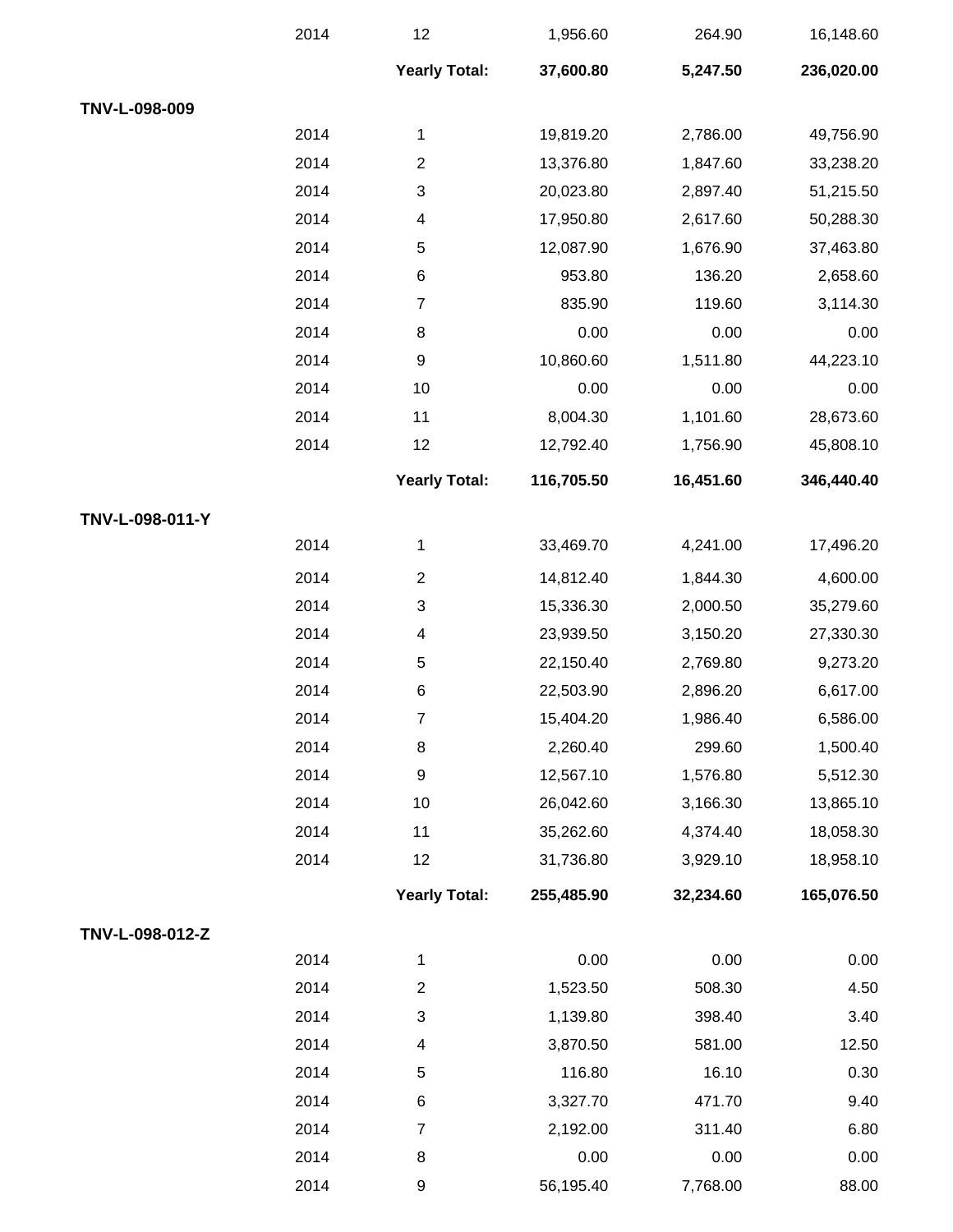| | | | | | |
|---|---|---|---|---|---|
| | 2014 | 12 | 1,956.60 | 264.90 | 16,148.60 |
| | | **Yearly Total:** | **37,600.80** | **5,247.50** | **236,020.00** |
| **TNV-L-098-009** | | | | | |
| | 2014 | 1 | 19,819.20 | 2,786.00 | 49,756.90 |
| | 2014 | 2 | 13,376.80 | 1,847.60 | 33,238.20 |
| | 2014 | 3 | 20,023.80 | 2,897.40 | 51,215.50 |
| | 2014 | 4 | 17,950.80 | 2,617.60 | 50,288.30 |
| | 2014 | 5 | 12,087.90 | 1,676.90 | 37,463.80 |
| | 2014 | 6 | 953.80 | 136.20 | 2,658.60 |
| | 2014 | 7 | 835.90 | 119.60 | 3,114.30 |
| | 2014 | 8 | 0.00 | 0.00 | 0.00 |
| | 2014 | 9 | 10,860.60 | 1,511.80 | 44,223.10 |
| | 2014 | 10 | 0.00 | 0.00 | 0.00 |
| | 2014 | 11 | 8,004.30 | 1,101.60 | 28,673.60 |
| | 2014 | 12 | 12,792.40 | 1,756.90 | 45,808.10 |
| | | **Yearly Total:** | **116,705.50** | **16,451.60** | **346,440.40** |
| **TNV-L-098-011-Y** | | | | | |
| | 2014 | 1 | 33,469.70 | 4,241.00 | 17,496.20 |
| | 2014 | 2 | 14,812.40 | 1,844.30 | 4,600.00 |
| | 2014 | 3 | 15,336.30 | 2,000.50 | 35,279.60 |
| | 2014 | 4 | 23,939.50 | 3,150.20 | 27,330.30 |
| | 2014 | 5 | 22,150.40 | 2,769.80 | 9,273.20 |
| | 2014 | 6 | 22,503.90 | 2,896.20 | 6,617.00 |
| | 2014 | 7 | 15,404.20 | 1,986.40 | 6,586.00 |
| | 2014 | 8 | 2,260.40 | 299.60 | 1,500.40 |
| | 2014 | 9 | 12,567.10 | 1,576.80 | 5,512.30 |
| | 2014 | 10 | 26,042.60 | 3,166.30 | 13,865.10 |
| | 2014 | 11 | 35,262.60 | 4,374.40 | 18,058.30 |
| | 2014 | 12 | 31,736.80 | 3,929.10 | 18,958.10 |
| | | **Yearly Total:** | **255,485.90** | **32,234.60** | **165,076.50** |
| **TNV-L-098-012-Z** | | | | | |
| | 2014 | 1 | 0.00 | 0.00 | 0.00 |
| | 2014 | 2 | 1,523.50 | 508.30 | 4.50 |
| | 2014 | 3 | 1,139.80 | 398.40 | 3.40 |
| | 2014 | 4 | 3,870.50 | 581.00 | 12.50 |
| | 2014 | 5 | 116.80 | 16.10 | 0.30 |
| | 2014 | 6 | 3,327.70 | 471.70 | 9.40 |
| | 2014 | 7 | 2,192.00 | 311.40 | 6.80 |
| | 2014 | 8 | 0.00 | 0.00 | 0.00 |
| | 2014 | 9 | 56,195.40 | 7,768.00 | 88.00 |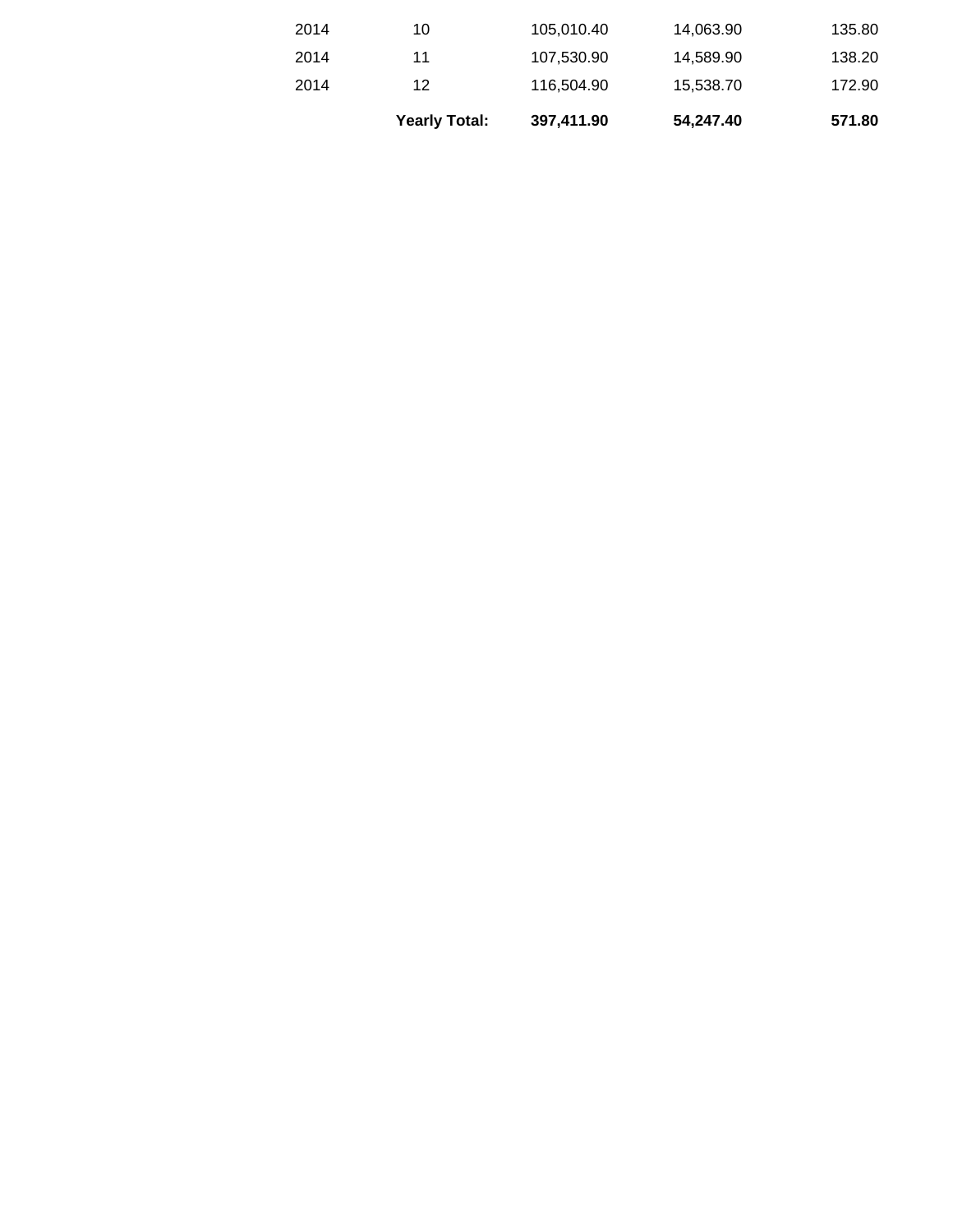| | | | | |
|---|---|---|---|---|
| 2014 | 10 | 105,010.40 | 14,063.90 | 135.80 |
| 2014 | 11 | 107,530.90 | 14,589.90 | 138.20 |
| 2014 | 12 | 116,504.90 | 15,538.70 | 172.90 |
| | **Yearly Total:** | **397,411.90** | **54,247.40** | **571.80** |